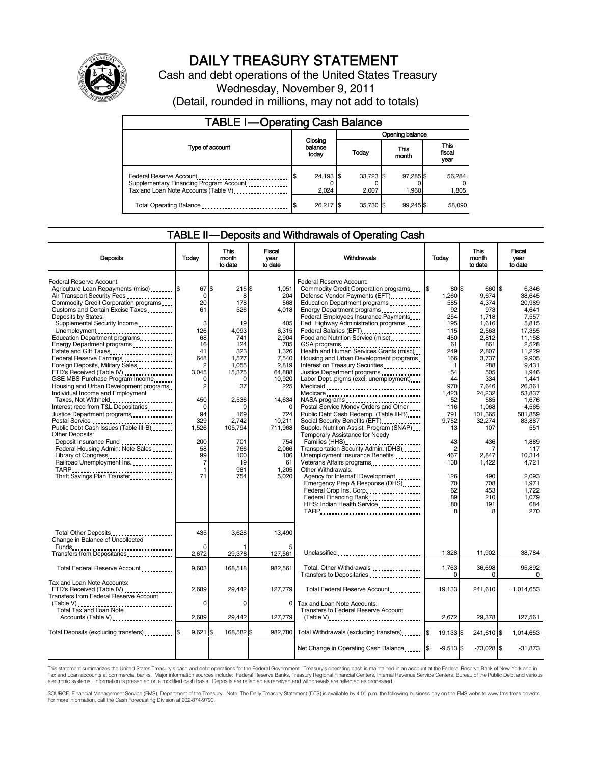# DAILY TREASURY STATEMENT

Cash and debt operations of the United States Treasury

Wednesday, November 9, 2011

(Detail, rounded in millions, may not add to totals)

## TABLE I—Operating Cash Balance

| Type of account | Closing balance today | Opening balance Today | Opening balance This month | Opening balance This fiscal year |
|---|---|---|---|---|
| Federal Reserve Account | $ 24,193 | $ 33,723 | $ 97,285 | $ 56,284 |
| Supplementary Financing Program Account | 0 | 0 | 0 | 0 |
| Tax and Loan Note Accounts (Table V) | 2,024 | 2,007 | 1,960 | 1,805 |
| Total Operating Balance | $ 26,217 | $ 35,730 | $ 99,245 | $ 58,090 |

## TABLE II—Deposits and Withdrawals of Operating Cash

| Deposits | Today | This month to date | Fiscal year to date |
|---|---|---|---|
| Federal Reserve Account: | | | |
| Agriculture Loan Repayments (misc) | $ 67 | $ 215 | $ 1,051 |
| Air Transport Security Fees | 0 | 8 | 204 |
| Commodity Credit Corporation programs | 20 | 178 | 568 |
| Customs and Certain Excise Taxes | 61 | 526 | 4,018 |
| Deposits by States: | | | |
| Supplemental Security Income | 3 | 19 | 405 |
| Unemployment | 126 | 4,093 | 6,315 |
| Education Department programs | 68 | 741 | 2,904 |
| Energy Department programs | 16 | 124 | 785 |
| Estate and Gift Taxes | 41 | 323 | 1,326 |
| Federal Reserve Earnings | 648 | 1,577 | 7,540 |
| Foreign Deposits, Military Sales | 2 | 1,055 | 2,819 |
| FTD's Received (Table IV) | 3,045 | 15,375 | 64,888 |
| GSE MBS Purchase Program Income | 0 | 0 | 10,920 |
| Housing and Urban Development programs | 2 | 37 | 225 |
| Individual Income and Employment Taxes, Not Withheld | 450 | 2,536 | 14,634 |
| Interest recd from T&L Depositaries | 0 | 0 | 0 |
| Justice Department programs | 94 | 169 | 724 |
| Postal Service | 329 | 2,742 | 10,211 |
| Public Debt Cash Issues (Table III-B) | 1,526 | 105,794 | 711,968 |
| Other Deposits: | | | |
| Deposit Insurance Fund | 200 | 701 | 754 |
| Federal Housing Admin: Note Sales | 58 | 766 | 2,066 |
| Library of Congress | 99 | 100 | 106 |
| Railroad Unemployment Ins. | 7 | 19 | 61 |
| TARP | 1 | 981 | 1,205 |
| Thrift Savings Plan Transfer | 71 | 754 | 5,020 |
| Total Other Deposits | 435 | 3,628 | 13,490 |
| Change in Balance of Uncollected Funds | 0 | 1 | 5 |
| Transfers from Depositaries | 2,672 | 29,378 | 127,561 |
| Total Federal Reserve Account | 9,603 | 168,518 | 982,561 |
| Tax and Loan Note Accounts: | | | |
| FTD's Received (Table IV) | 2,689 | 29,442 | 127,779 |
| Transfers from Federal Reserve Account (Table V) | 0 | 0 | 0 |
| Total Tax and Loan Note Accounts (Table V) | 2,689 | 29,442 | 127,779 |
| Total Deposits (excluding transfers) | $ 9,621 | $ 168,582 | $ 982,780 |

| Withdrawals | Today | This month to date | Fiscal year to date |
|---|---|---|---|
| Federal Reserve Account: | | | |
| Commodity Credit Corporation programs | $ 80 | $ 660 | $ 6,346 |
| Defense Vendor Payments (EFT) | 1,260 | 9,674 | 38,645 |
| Education Department programs | 585 | 4,374 | 20,989 |
| Energy Department programs | 92 | 973 | 4,641 |
| Federal Employees Insurance Payments | 254 | 1,718 | 7,557 |
| Fed. Highway Administration programs | 195 | 1,616 | 5,815 |
| Federal Salaries (EFT) | 115 | 2,563 | 17,355 |
| Food and Nutrition Service (misc) | 450 | 2,812 | 11,158 |
| GSA programs | 61 | 861 | 2,528 |
| Health and Human Services Grants (misc) | 249 | 2,807 | 11,229 |
| Housing and Urban Development programs | 166 | 3,737 | 9,905 |
| Interest on Treasury Securities | 1 | 288 | 9,431 |
| Justice Department programs | 54 | 505 | 1,946 |
| Labor Dept. prgms (excl. unemployment) | 44 | 334 | 1,441 |
| Medicaid | 970 | 7,646 | 26,361 |
| Medicare | 1,423 | 24,232 | 53,837 |
| NASA programs | 52 | 585 | 1,676 |
| Postal Service Money Orders and Other | 116 | 1,068 | 4,565 |
| Public Debt Cash Redemp. (Table III-B) | 791 | 101,365 | 581,859 |
| Social Security Benefits (EFT) | 9,752 | 32,274 | 83,887 |
| Supple. Nutrition Assist. Program (SNAP) | 13 | 107 | 551 |
| Temporary Assistance for Needy Families (HHS) | 43 | 436 | 1,889 |
| Transportation Security Admin. (DHS) | 2 | 7 | 117 |
| Unemployment Insurance Benefits | 467 | 2,847 | 10,314 |
| Veterans Affairs programs | 138 | 1,422 | 4,721 |
| Other Withdrawals: | | | |
| Agency for Internat'l Development | 126 | 490 | 2,093 |
| Emergency Prep & Response (DHS) | 70 | 708 | 1,971 |
| Federal Crop Ins. Corp. | 62 | 453 | 1,722 |
| Federal Financing Bank | 89 | 210 | 1,079 |
| HHS: Indian Health Service | 80 | 191 | 684 |
| TARP | 8 | 8 | 270 |
| Unclassified | 1,328 | 11,902 | 38,784 |
| Total, Other Withdrawals | 1,763 | 36,698 | 95,892 |
| Transfers to Depositaries | 0 | 0 | 0 |
| Total Federal Reserve Account | 19,133 | 241,610 | 1,014,653 |
| Tax and Loan Note Accounts: | | | |
| Transfers to Federal Reserve Account (Table V) | 2,672 | 29,378 | 127,561 |
| Total Withdrawals (excluding transfers) | $ 19,133 | $ 241,610 | $ 1,014,653 |
| Net Change in Operating Cash Balance | $ -9,513 | $ -73,028 | $ -31,873 |

This statement summarizes the United States Treasury's cash and debt operations for the Federal Government. Treasury's operating cash is maintained in an account at the Federal Reserve Bank of New York and in Tax and Loan accounts at commercial banks. Major information sources include: Federal Reserve Banks, Treasury Regional Financial Centers, Internal Revenue Service Centers, Bureau of the Public Debt and various electronic systems. Information is presented on a modified cash basis. Deposits are reflected as received and withdrawals are reflected as processed.

SOURCE: Financial Management Service (FMS), Department of the Treasury. Note: The Daily Treasury Statement (DTS) is available by 4:00 p.m. the following business day on the FMS website www.fms.treas.gov/dts. For more information, call the Cash Forecasting Division at 202-874-9790.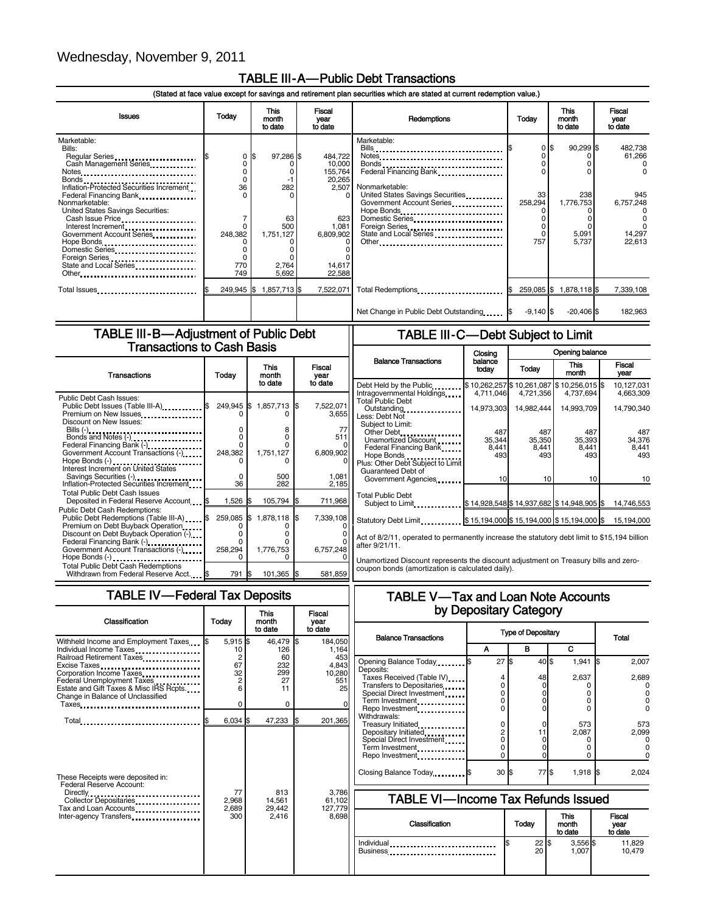Wednesday, November 9, 2011

## TABLE III-A—Public Debt Transactions

(Stated at face value except for savings and retirement plan securities which are stated at current redemption value.)

| Issues | Today | This month to date | Fiscal year to date |
|---|---|---|---|
| Marketable: | | | |
| Bills: | | | |
| Regular Series | $ 0 | $ 97,286 | $ 484,722 |
| Cash Management Series | 0 | 0 | 10,000 |
| Notes | 0 | 0 | 155,764 |
| Bonds | 0 | -1 | 20,265 |
| Inflation-Protected Securities Increment | 36 | 282 | 2,507 |
| Federal Financing Bank | 0 | 0 | 0 |
| Nonmarketable: | | | |
| United States Savings Securities: | | | |
| Cash Issue Price | 7 | 63 | 623 |
| Interest Increment | 0 | 500 | 1,081 |
| Government Account Series | 248,382 | 1,751,127 | 6,809,902 |
| Hope Bonds | 0 | 0 | 0 |
| Domestic Series | 0 | 0 | 0 |
| Foreign Series | 0 | 0 | 0 |
| State and Local Series | 770 | 2,764 | 14,617 |
| Other | 749 | 5,692 | 22,588 |
| Total Issues | $ 249,945 | $ 1,857,713 | $ 7,522,071 |

| Redemptions | Today | This month to date | Fiscal year to date |
|---|---|---|---|
| Marketable: | | | |
| Bills | $ 0 | $ 90,299 | $ 482,738 |
| Notes | 0 | 0 | 61,266 |
| Bonds | 0 | 0 | 0 |
| Federal Financing Bank | 0 | 0 | 0 |
| Nonmarketable: | | | |
| United States Savings Securities | 33 | 238 | 945 |
| Government Account Series | 258,294 | 1,776,753 | 6,757,248 |
| Hope Bonds | 0 | 0 | 0 |
| Domestic Series | 0 | 0 | 0 |
| Foreign Series | 0 | 0 | 0 |
| State and Local Series | 0 | 5,091 | 14,297 |
| Other | 757 | 5,737 | 22,613 |
| Total Redemptions | $ 259,085 | $ 1,878,118 | $ 7,339,108 |
| Net Change in Public Debt Outstanding | $ -9,140 | $ -20,406 | $ 182,963 |

## TABLE III-B—Adjustment of Public Debt Transactions to Cash Basis

| Transactions | Today | This month to date | Fiscal year to date |
|---|---|---|---|
| Public Debt Cash Issues: | | | |
| Public Debt Issues (Table III-A) | $ 249,945 | $ 1,857,713 | $ 7,522,071 |
| Premium on New Issues | 0 | 0 | 3,655 |
| Discount on New Issues: | | | |
| Bills (-) | 0 | 8 | 77 |
| Bonds and Notes (-) | 0 | 0 | 511 |
| Federal Financing Bank (-) | 0 | 0 | 0 |
| Government Account Transactions (-) | 248,382 | 1,751,127 | 6,809,902 |
| Hope Bonds (-) | 0 | 0 | 0 |
| Interest Increment on United States Savings Securities (-) | 0 | 500 | 1,081 |
| Inflation-Protected Securities Increment | 36 | 282 | 2,185 |
| Total Public Debt Cash Issues Deposited in Federal Reserve Account | $ 1,526 | $ 105,794 | $ 711,968 |
| Public Debt Cash Redemptions: | | | |
| Public Debt Redemptions (Table III-A) | $ 259,085 | $ 1,878,118 | $ 7,339,108 |
| Premium on Debt Buyback Operation | 0 | 0 | 0 |
| Discount on Debt Buyback Operation (-) | 0 | 0 | 0 |
| Federal Financing Bank (-) | 0 | 0 | 0 |
| Government Account Transactions (-) | 258,294 | 1,776,753 | 6,757,248 |
| Hope Bonds (-) | 0 | 0 | 0 |
| Total Public Debt Cash Redemptions Withdrawn from Federal Reserve Acct. | $ 791 | $ 101,365 | $ 581,859 |

## TABLE III-C—Debt Subject to Limit

| Balance Transactions | Closing balance today | Opening balance Today | Opening balance This month | Opening balance Fiscal year |
|---|---|---|---|---|
| Debt Held by the Public | $ 10,262,257 | $ 10,261,087 | $ 10,256,015 | $ 10,127,031 |
| Intragovernmental Holdings | 4,711,046 | 4,721,356 | 4,737,694 | 4,663,309 |
| Total Public Debt Outstanding | 14,973,303 | 14,982,444 | 14,993,709 | 14,790,340 |
| Less: Debt Not Subject to Limit: | | | | |
| Other Debt | 487 | 487 | 487 | 487 |
| Unamortized Discount | 35,344 | 35,350 | 35,393 | 34,376 |
| Federal Financing Bank | 8,441 | 8,441 | 8,441 | 8,441 |
| Hope Bonds | 493 | 493 | 493 | 493 |
| Plus: Other Debt Subject to Limit Guaranteed Debt of Government Agencies | 10 | 10 | 10 | 10 |
| Total Public Debt Subject to Limit | $ 14,928,548 | $ 14,937,682 | $ 14,948,905 | $ 14,746,553 |
| Statutory Debt Limit | $ 15,194,000 | $ 15,194,000 | $ 15,194,000 | $ 15,194,000 |

Act of 8/2/11, operated to permanently increase the statutory debt limit to $15,194 billion after 9/21/11.

Unamortized Discount represents the discount adjustment on Treasury bills and zero-coupon bonds (amortization is calculated daily).

## TABLE IV—Federal Tax Deposits

| Classification | Today | This month to date | Fiscal year to date |
|---|---|---|---|
| Withheld Income and Employment Taxes | $ 5,915 | $ 46,479 | $ 184,050 |
| Individual Income Taxes | 10 | 126 | 1,164 |
| Railroad Retirement Taxes | 2 | 60 | 453 |
| Excise Taxes | 67 | 232 | 4,843 |
| Corporation Income Taxes | 32 | 299 | 10,280 |
| Federal Unemployment Taxes | 2 | 27 | 551 |
| Estate and Gift Taxes & Misc IRS Rcpts. | 6 | 11 | 25 |
| Change in Balance of Unclassified Taxes | 0 | 0 | 0 |
| Total | $ 6,034 | $ 47,233 | $ 201,365 |
| These Receipts were deposited in: | | | |
| Federal Reserve Account: | | | |
| Directly | 77 | 813 | 3,786 |
| Collector Depositaries | 2,968 | 14,561 | 61,102 |
| Tax and Loan Accounts | 2,689 | 29,442 | 127,779 |
| Inter-agency Transfers | 300 | 2,416 | 8,698 |

## TABLE V—Tax and Loan Note Accounts by Depositary Category

| Balance Transactions | A | B | C | Total |
|---|---|---|---|---|
| Opening Balance Today | $ 27 | $ 40 | $ 1,941 | $ 2,007 |
| Deposits: | | | | |
| Taxes Received (Table IV) | 4 | 48 | 2,637 | 2,689 |
| Transfers to Depositaries | 0 | 0 | 0 | 0 |
| Special Direct Investment | 0 | 0 | 0 | 0 |
| Term Investment | 0 | 0 | 0 | 0 |
| Repo Investment | 0 | 0 | 0 | 0 |
| Withdrawals: | | | | |
| Treasury Initiated | 0 | 0 | 573 | 573 |
| Depositary Initiated | 2 | 11 | 2,087 | 2,099 |
| Special Direct Investment | 0 | 0 | 0 | 0 |
| Term Investment | 0 | 0 | 0 | 0 |
| Repo Investment | 0 | 0 | 0 | 0 |
| Closing Balance Today | $ 30 | $ 77 | $ 1,918 | $ 2,024 |

## TABLE VI—Income Tax Refunds Issued

| Classification | Today | This month to date | Fiscal year to date |
|---|---|---|---|
| Individual | $ 22 | $ 3,556 | $ 11,829 |
| Business | 20 | 1,007 | 10,479 |